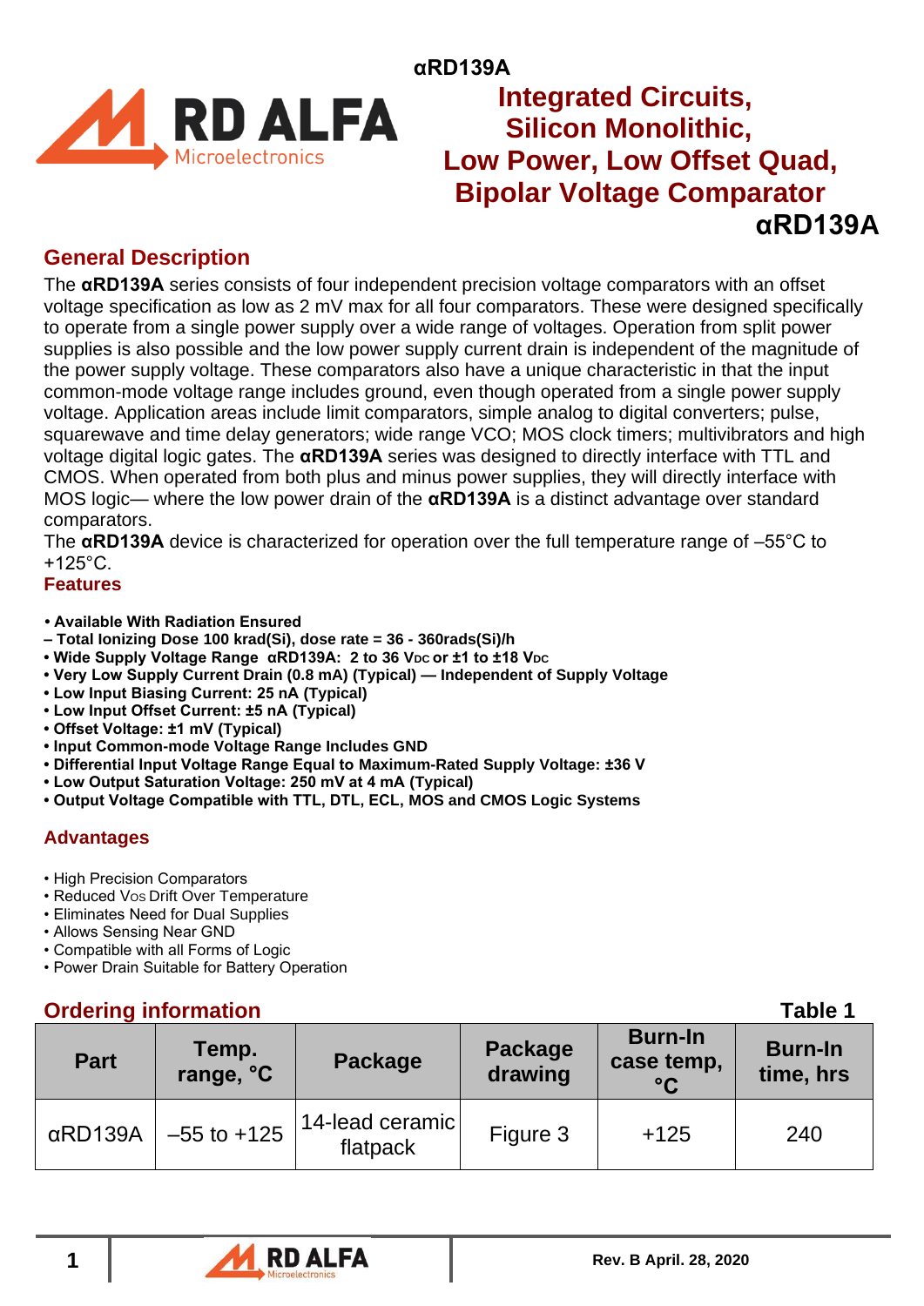αRD139A

# Integrated Circuits, Silicon Monolithic, Low Power, Low Offset Quad, Bipolar Voltage Comparator αRD139A

## General Description

The **αRD139A** series consists of four independent precision voltage comparators with an offset voltage specification as low as 2 mV max for all four comparators. These were designed specifically to operate from a single power supply over a wide range of voltages. Operation from split power supplies is also possible and the low power supply current drain is independent of the magnitude of the power supply voltage. These comparators also have a unique characteristic in that the input common-mode voltage range includes ground, even though operated from a single power supply voltage. Application areas include limit comparators, simple analog to digital converters; pulse, squarewave and time delay generators; wide range VCO; MOS clock timers; multivibrators and high voltage digital logic gates. The **αRD139A** series was designed to directly interface with TTL and CMOS. When operated from both plus and minus power supplies, they will directly interface with MOS logic— where the low power drain of the **αRD139A** is a distinct advantage over standard comparators.

The **αRD139A** device is characterized for operation over the full temperature range of –55°C to +125°C.

## Features

- **Available With Radiation Ensured**
- **– Total Ionizing Dose 100 krad(Si), dose rate = 36 - 360rads(Si)/h**
- **Wide Supply Voltage Range αRD139A: 2 to 36 $V_{DC}$ or ±1 to ±18 $V_{DC}$**
- **Very Low Supply Current Drain (0.8 mA) (Typical) — Independent of Supply Voltage**
- **Low Input Biasing Current: 25 nA (Typical)**
- **Low Input Offset Current: ±5 nA (Typical)**
- **Offset Voltage: ±1 mV (Typical)**
- **Input Common-mode Voltage Range Includes GND**
- **Differential Input Voltage Range Equal to Maximum-Rated Supply Voltage: ±36 V**
- **Low Output Saturation Voltage: 250 mV at 4 mA (Typical)**
- **Output Voltage Compatible with TTL, DTL, ECL, MOS and CMOS Logic Systems**

## Advantages

- High Precision Comparators
- Reduced $V_{OS}$ Drift Over Temperature
- Eliminates Need for Dual Supplies
- Allows Sensing Near GND
- Compatible with all Forms of Logic
- Power Drain Suitable for Battery Operation

## Ordering information

Table 1

| Part | Temp. range, °C | Package | Package drawing | Burn-In case temp, °C | Burn-In time, hrs |
|---|---|---|---|---|---|
| αRD139A | –55 to +125 | 14-lead ceramic flatpack | Figure 3 | +125 | 240 |

Rev. B April. 28, 2020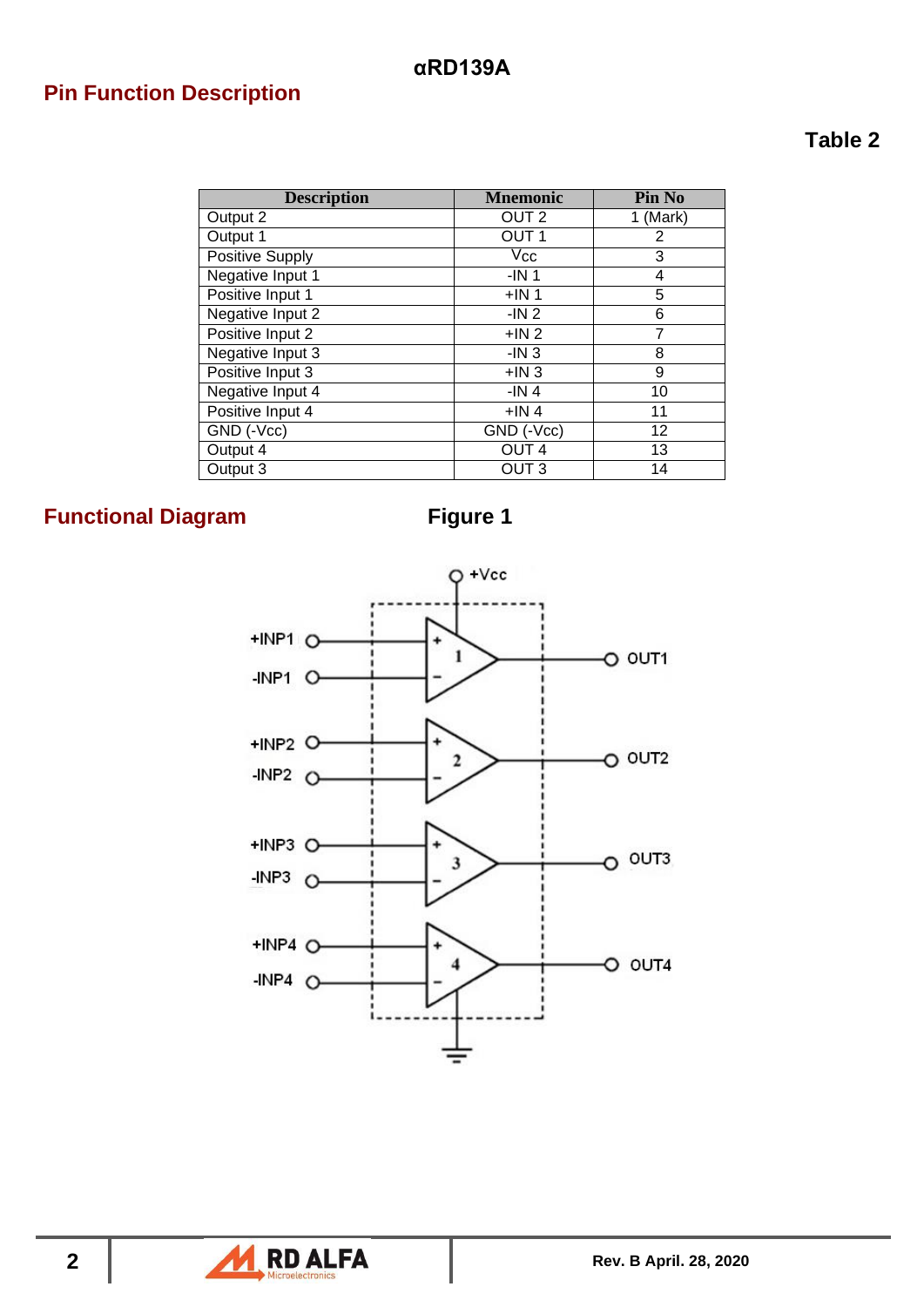## Pin Function Description

**Table 2**

| Description | Mnemonic | Pin No |
|---|---|---|
| Output 2 | OUT 2 | 1 (Mark) |
| Output 1 | OUT 1 | 2 |
| Positive Supply | Vcc | 3 |
| Negative Input 1 | -IN 1 | 4 |
| Positive Input 1 | +IN 1 | 5 |
| Negative Input 2 | -IN 2 | 6 |
| Positive Input 2 | +IN 2 | 7 |
| Negative Input 3 | -IN 3 | 8 |
| Positive Input 3 | +IN 3 | 9 |
| Negative Input 4 | -IN 4 | 10 |
| Positive Input 4 | +IN 4 | 11 |
| GND (-Vcc) | GND (-Vcc) | 12 |
| Output 4 | OUT 4 | 13 |
| Output 3 | OUT 3 | 14 |

## Functional Diagram

**Figure 1**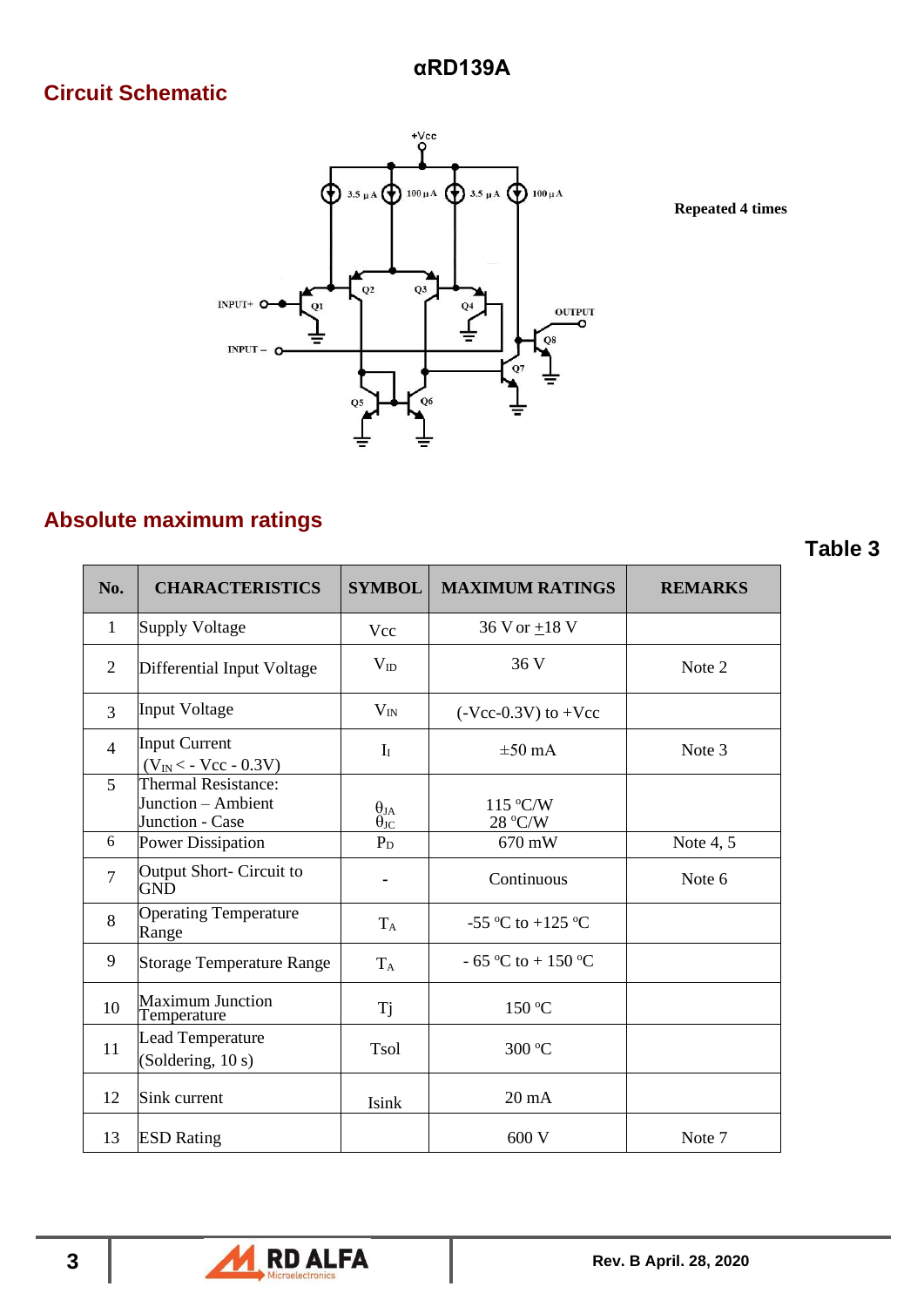## Circuit Schematic

Repeated 4 times

## Absolute maximum ratings

**Table 3**

| No. | CHARACTERISTICS | SYMBOL | MAXIMUM RATINGS | REMARKS |
|---|---|---|---|---|
| 1 | Supply Voltage | Vcc | 36 V or ±18 V | |
| 2 | Differential Input Voltage | $V_{ID}$ | 36 V | Note 2 |
| 3 | Input Voltage | $V_{IN}$ | (-Vcc-0.3V) to +Vcc | |
| 4 | Input Current ($V_{IN}$ < - Vcc - 0.3V) | $I_I$ | ±50 mA | Note 3 |
| 5 | Thermal Resistance: Junction – Ambient Junction - Case | $\theta_{JA}$ $\theta_{JC}$ | 115 °C/W 28 °C/W | |
| 6 | Power Dissipation | $P_D$ | 670 mW | Note 4, 5 |
| 7 | Output Short- Circuit to GND | - | Continuous | Note 6 |
| 8 | Operating Temperature Range | $T_A$ | -55 °C to +125 °C | |
| 9 | Storage Temperature Range | $T_A$ | - 65 °C to + 150 °C | |
| 10 | Maximum Junction Temperature | Tj | 150 °C | |
| 11 | Lead Temperature (Soldering, 10 s) | Tsol | 300 °C | |
| 12 | Sink current | Isink | 20 mA | |
| 13 | ESD Rating | | 600 V | Note 7 |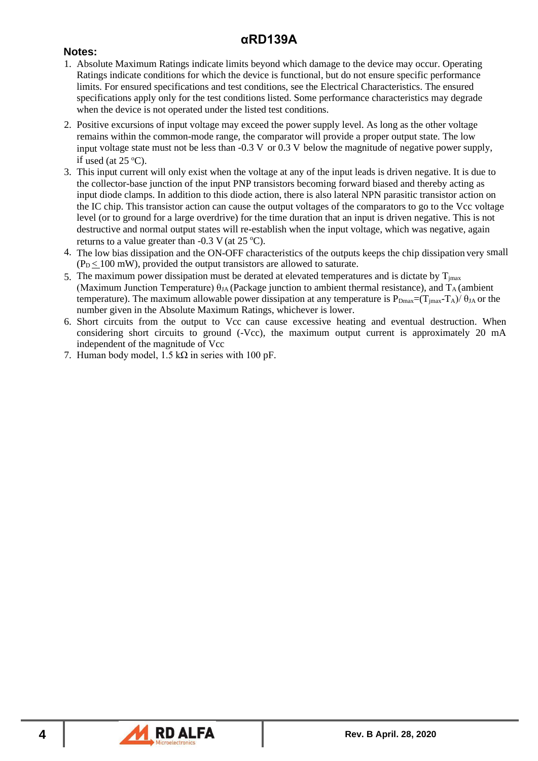**Notes:**

1. Absolute Maximum Ratings indicate limits beyond which damage to the device may occur. Operating Ratings indicate conditions for which the device is functional, but do not ensure specific performance limits. For ensured specifications and test conditions, see the Electrical Characteristics. The ensured specifications apply only for the test conditions listed. Some performance characteristics may degrade when the device is not operated under the listed test conditions.
2. Positive excursions of input voltage may exceed the power supply level. As long as the other voltage remains within the common-mode range, the comparator will provide a proper output state. The low input voltage state must not be less than -0.3 V or 0.3 V below the magnitude of negative power supply, if used (at 25 °C).
3. This input current will only exist when the voltage at any of the input leads is driven negative. It is due to the collector-base junction of the input PNP transistors becoming forward biased and thereby acting as input diode clamps. In addition to this diode action, there is also lateral NPN parasitic transistor action on the IC chip. This transistor action can cause the output voltages of the comparators to go to the Vcc voltage level (or to ground for a large overdrive) for the time duration that an input is driven negative. This is not destructive and normal output states will re-establish when the input voltage, which was negative, again returns to a value greater than -0.3 V (at 25 °C).
4. The low bias dissipation and the ON-OFF characteristics of the outputs keeps the chip dissipation very small ($P_D \leq 100$ mW), provided the output transistors are allowed to saturate.
5. The maximum power dissipation must be derated at elevated temperatures and is dictate by $T_{jmax}$ (Maximum Junction Temperature) $\theta_{JA}$ (Package junction to ambient thermal resistance), and $T_A$ (ambient temperature). The maximum allowable power dissipation at any temperature is $P_{Dmax}=(T_{jmax}-T_A)/\theta_{JA}$ or the number given in the Absolute Maximum Ratings, whichever is lower.
6. Short circuits from the output to Vcc can cause excessive heating and eventual destruction. When considering short circuits to ground (-Vcc), the maximum output current is approximately 20 mA independent of the magnitude of Vcc
7. Human body model, 1.5 kΩ in series with 100 pF.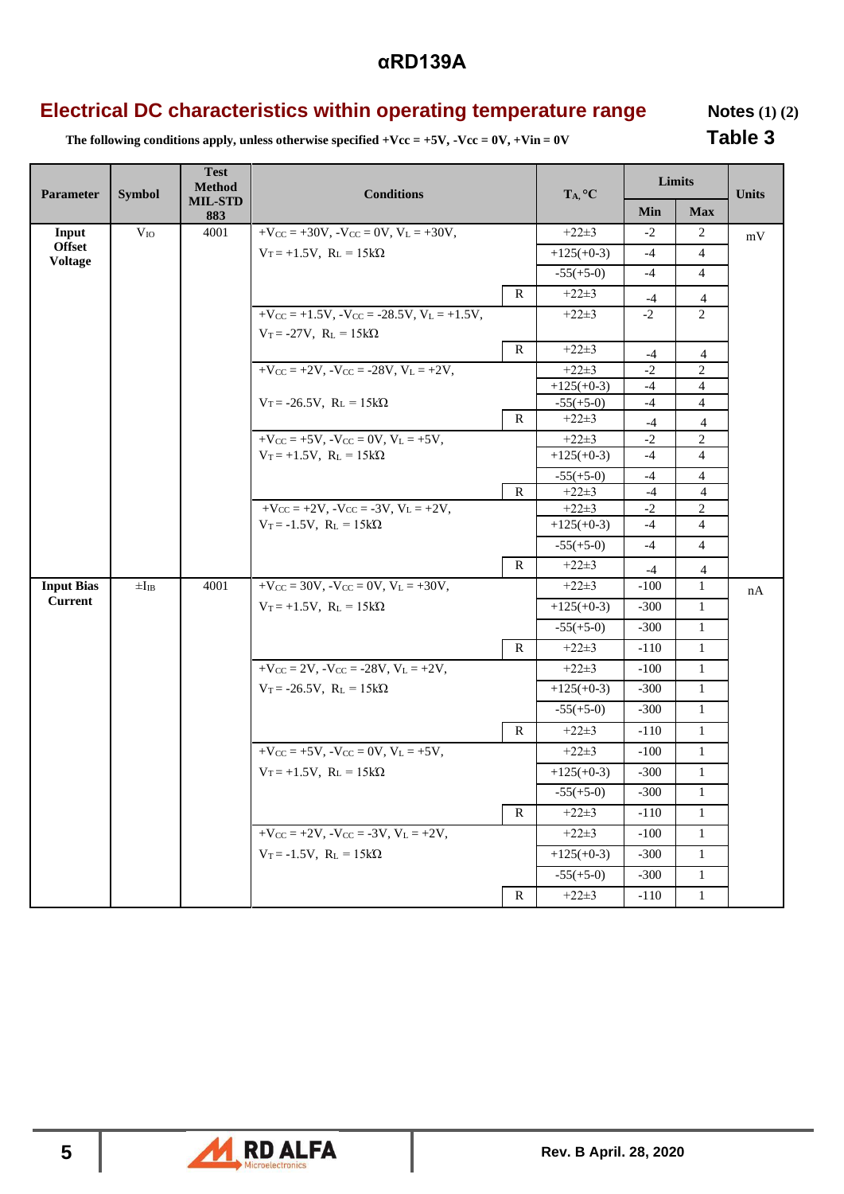## Electrical DC characteristics within operating temperature range

**Notes (1) (2)**

**Table 3**

**The following conditions apply, unless otherwise specified +Vcc = +5V, -Vcc = 0V, +Vin = 0V**

| Parameter | Symbol | Test Method MIL-STD 883 | Conditions | | $T_A$, °C | Limits | | Units |
|---|---|---|---|---|---|---|---|---|
| | | | | | | Min | Max | |
| **Input Offset Voltage** | $V_{IO}$ | 4001 | $+V_{CC}$ = +30V, $-V_{CC}$ = 0V, $V_L$ = +30V, $V_T$ = +1.5V, $R_L$ = 15kΩ | | +22±3 | -2 | 2 | mV |
| | | | | | +125(+0-3) | -4 | 4 | |
| | | | | | -55(+5-0) | -4 | 4 | |
| | | | | R | +22±3 | -4 | 4 | |
| | | | $+V_{CC}$ = +1.5V, $-V_{CC}$ = -28.5V, $V_L$ = +1.5V, $V_T$ = -27V, $R_L$ = 15kΩ | | +22±3 | -2 | 2 | |
| | | | | R | +22±3 | -4 | 4 | |
| | | | $+V_{CC}$ = +2V, $-V_{CC}$ = -28V, $V_L$ = +2V, $V_T$ = -26.5V, $R_L$ = 15kΩ | | +22±3 | -2 | 2 | |
| | | | | | +125(+0-3) | -4 | 4 | |
| | | | | | -55(+5-0) | -4 | 4 | |
| | | | | R | +22±3 | -4 | 4 | |
| | | | $+V_{CC}$ = +5V, $-V_{CC}$ = 0V, $V_L$ = +5V, $V_T$ = +1.5V, $R_L$ = 15kΩ | | +22±3 | -2 | 2 | |
| | | | | | +125(+0-3) | -4 | 4 | |
| | | | | | -55(+5-0) | -4 | 4 | |
| | | | | R | +22±3 | -4 | 4 | |
| | | | $+V_{CC}$ = +2V, $-V_{CC}$ = -3V, $V_L$ = +2V, $V_T$ = -1.5V, $R_L$ = 15kΩ | | +22±3 | -2 | 2 | |
| | | | | | +125(+0-3) | -4 | 4 | |
| | | | | | -55(+5-0) | -4 | 4 | |
| | | | | R | +22±3 | -4 | 4 | |
| **Input Bias Current** | $\pm I_{IB}$ | 4001 | $+V_{CC}$ = 30V, $-V_{CC}$ = 0V, $V_L$ = +30V, $V_T$ = +1.5V, $R_L$ = 15kΩ | | +22±3 | -100 | 1 | nA |
| | | | | | +125(+0-3) | -300 | 1 | |
| | | | | | -55(+5-0) | -300 | 1 | |
| | | | | R | +22±3 | -110 | 1 | |
| | | | $+V_{CC}$ = 2V, $-V_{CC}$ = -28V, $V_L$ = +2V, $V_T$ = -26.5V, $R_L$ = 15kΩ | | +22±3 | -100 | 1 | |
| | | | | | +125(+0-3) | -300 | 1 | |
| | | | | | -55(+5-0) | -300 | 1 | |
| | | | | R | +22±3 | -110 | 1 | |
| | | | $+V_{CC}$ = +5V, $-V_{CC}$ = 0V, $V_L$ = +5V, $V_T$ = +1.5V, $R_L$ = 15kΩ | | +22±3 | -100 | 1 | |
| | | | | | +125(+0-3) | -300 | 1 | |
| | | | | | -55(+5-0) | -300 | 1 | |
| | | | | R | +22±3 | -110 | 1 | |
| | | | $+V_{CC}$ = +2V, $-V_{CC}$ = -3V, $V_L$ = +2V, $V_T$ = -1.5V, $R_L$ = 15kΩ | | +22±3 | -100 | 1 | |
| | | | | | +125(+0-3) | -300 | 1 | |
| | | | | | -55(+5-0) | -300 | 1 | |
| | | | | R | +22±3 | -110 | 1 | |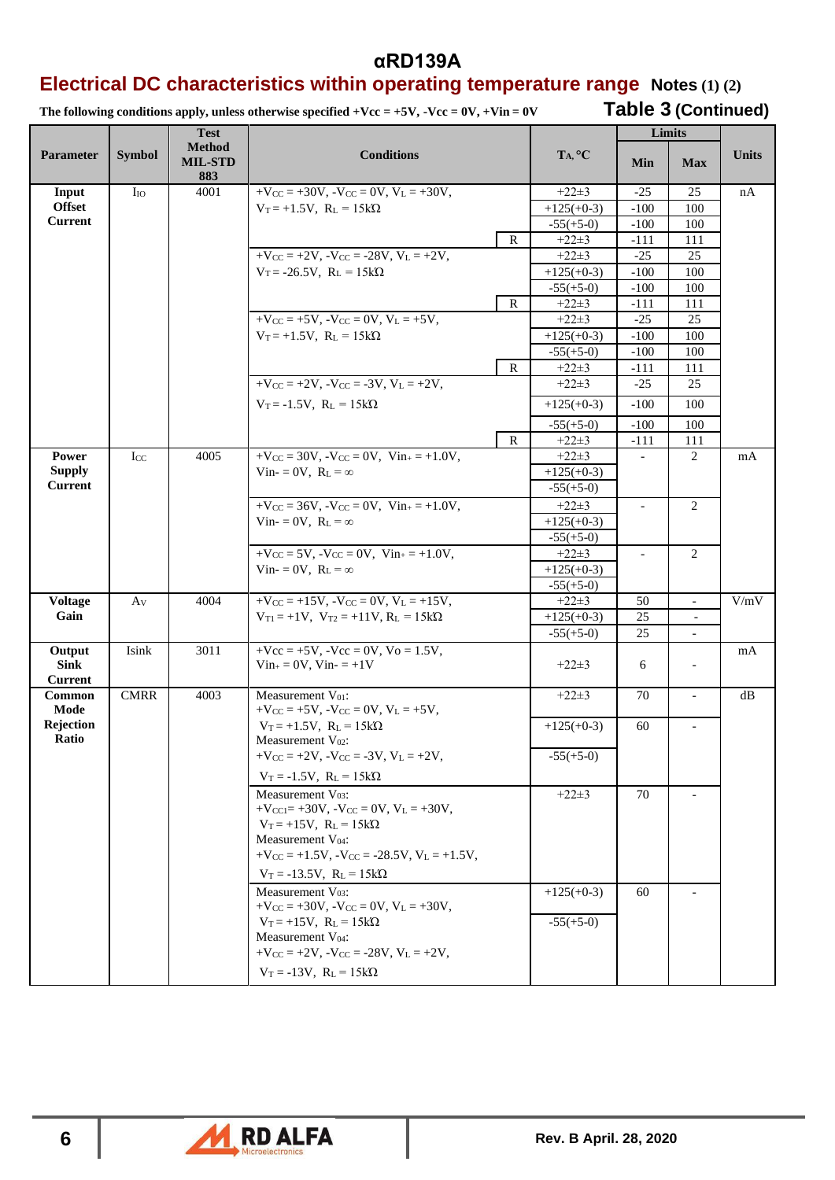# αRD139A

## Electrical DC characteristics within operating temperature range Notes (1) (2)

**The following conditions apply, unless otherwise specified +Vcc = +5V, -Vcc = 0V, +Vin = 0V**

**Table 3 (Continued)**

| Parameter | Symbol | Test Method MIL-STD 883 | Conditions | | $T_A$, °C | Limits | | Units |
|---|---|---|---|---|---|---|---|---|
| | | | | | | Min | Max | |
| Input Offset Current | $I_{IO}$ | 4001 | $+V_{CC}$ = +30V, $-V_{CC}$ = 0V, $V_L$ = +30V, $V_T$ = +1.5V, $R_L$ = 15kΩ | | +22±3 | -25 | 25 | nA |
| | | | | | +125(+0-3) | -100 | 100 | |
| | | | | | -55(+5-0) | -100 | 100 | |
| | | | | R | +22±3 | -111 | 111 | |
| | | | $+V_{CC}$ = +2V, $-V_{CC}$ = -28V, $V_L$ = +2V, $V_T$ = -26.5V, $R_L$ = 15kΩ | | +22±3 | -25 | 25 | |
| | | | | | +125(+0-3) | -100 | 100 | |
| | | | | | -55(+5-0) | -100 | 100 | |
| | | | | R | +22±3 | -111 | 111 | |
| | | | $+V_{CC}$ = +5V, $-V_{CC}$ = 0V, $V_L$ = +5V, $V_T$ = +1.5V, $R_L$ = 15kΩ | | +22±3 | -25 | 25 | |
| | | | | | +125(+0-3) | -100 | 100 | |
| | | | | | -55(+5-0) | -100 | 100 | |
| | | | | R | +22±3 | -111 | 111 | |
| | | | $+V_{CC}$ = +2V, $-V_{CC}$ = -3V, $V_L$ = +2V, $V_T$ = -1.5V, $R_L$ = 15kΩ | | +22±3 | -25 | 25 | |
| | | | | | +125(+0-3) | -100 | 100 | |
| | | | | | -55(+5-0) | -100 | 100 | |
| | | | | R | +22±3 | -111 | 111 | |
| Power Supply Current | $I_{CC}$ | 4005 | $+V_{CC}$ = 30V, $-V_{CC}$ = 0V, $Vin_+$ = +1.0V, $Vin_-$ = 0V, $R_L$ = ∞ | | +22±3 | - | 2 | mA |
| | | | | | +125(+0-3) | | | |
| | | | | | -55(+5-0) | | | |
| | | | $+V_{CC}$ = 36V, $-V_{CC}$ = 0V, $Vin_+$ = +1.0V, $Vin_-$ = 0V, $R_L$ = ∞ | | +22±3 | - | 2 | |
| | | | | | +125(+0-3) | | | |
| | | | | | -55(+5-0) | | | |
| | | | $+V_{CC}$ = 5V, $-V_{CC}$ = 0V, $Vin_+$ = +1.0V, $Vin_-$ = 0V, $R_L$ = ∞ | | +22±3 | - | 2 | |
| | | | | | +125(+0-3) | | | |
| | | | | | -55(+5-0) | | | |
| Voltage Gain | $A_V$ | 4004 | $+V_{CC}$ = +15V, $-V_{CC}$ = 0V, $V_L$ = +15V, $V_{T1}$ = +1V, $V_{T2}$ = +11V, $R_L$ = 15kΩ | | +22±3 | 50 | - | V/mV |
| | | | | | +125(+0-3) | 25 | - | |
| | | | | | -55(+5-0) | 25 | - | |
| Output Sink Current | Isink | 3011 | +Vcc = +5V, -Vcc = 0V, Vo = 1.5V, $Vin_+$ = 0V, $Vin_-$ = +1V | | +22±3 | 6 | - | mA |
| Common Mode Rejection Ratio | CMRR | 4003 | Measurement $V_{01}$: $+V_{CC}$ = +5V, $-V_{CC}$ = 0V, $V_L$ = +5V, $V_T$ = +1.5V, $R_L$ = 15kΩ; Measurement $V_{02}$: $+V_{CC}$ = +2V, $-V_{CC}$ = -3V, $V_L$ = +2V, $V_T$ = -1.5V, $R_L$ = 15kΩ | | +22±3 | 70 | - | dB |
| | | | | | +125(+0-3) | 60 | - | |
| | | | | | -55(+5-0) | | | |
| | | | Measurement $V_{03}$: $+V_{CC1}$= +30V, $-V_{CC}$ = 0V, $V_L$ = +30V, $V_T$ = +15V, $R_L$ = 15kΩ; Measurement $V_{04}$: $+V_{CC}$ = +1.5V, $-V_{CC}$ = -28.5V, $V_L$ = +1.5V, $V_T$ = -13.5V, $R_L$ = 15kΩ | | +22±3 | 70 | - | |
| | | | Measurement $V_{03}$: $+V_{CC}$ = +30V, $-V_{CC}$ = 0V, $V_L$ = +30V, $V_T$ = +15V, $R_L$ = 15kΩ; Measurement $V_{04}$: $+V_{CC}$ = +2V, $-V_{CC}$ = -28V, $V_L$ = +2V, $V_T$ = -13V, $R_L$ = 15kΩ | | +125(+0-3) | 60 | - | |
| | | | | | -55(+5-0) | | | |

Rev. B April. 28, 2020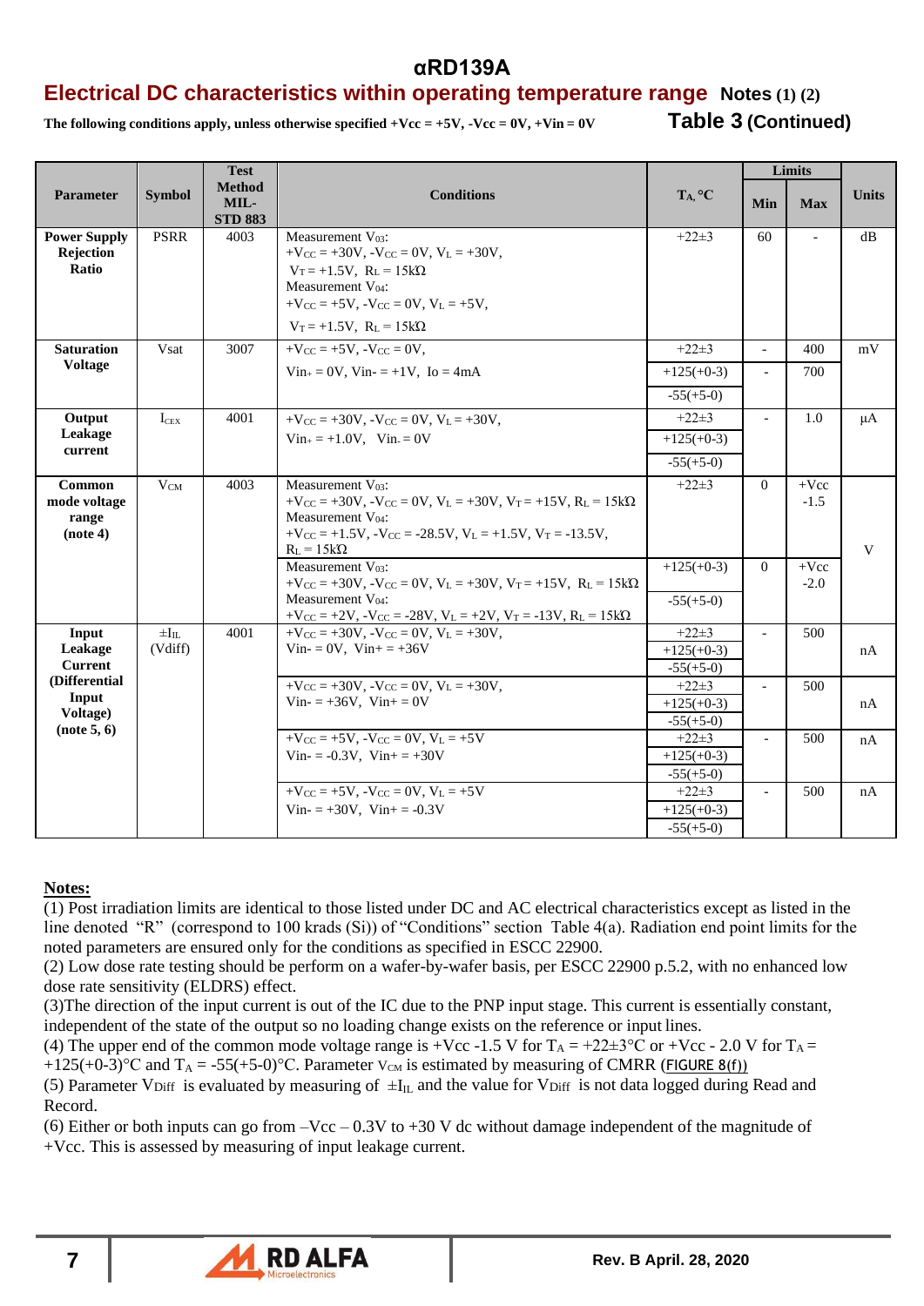# αRD139A

## Electrical DC characteristics within operating temperature range Notes (1) (2)

**The following conditions apply, unless otherwise specified +Vcc = +5V, -Vcc = 0V, +Vin = 0V**

**Table 3 (Continued)**

| Parameter | Symbol | Test Method MIL-STD 883 | Conditions | $T_A$, °C | Limits Min | Limits Max | Units |
|---|---|---|---|---|---|---|---|
| **Power Supply Rejection Ratio** | PSRR | 4003 | Measurement $V_{03}$: $+V_{CC}$ = +30V, $-V_{CC}$ = 0V, $V_L$ = +30V, $V_T$ = +1.5V, $R_L$ = 15kΩ Measurement $V_{04}$: $+V_{CC}$ = +5V, $-V_{CC}$ = 0V, $V_L$ = +5V, $V_T$ = +1.5V, $R_L$ = 15kΩ | +22±3 | 60 | - | dB |
| **Saturation Voltage** | Vsat | 3007 | $+V_{CC}$ = +5V, $-V_{CC}$ = 0V, $Vin_+$ = 0V, Vin- = +1V, Io = 4mA | +22±3 | - | 400 | mV |
| | | | | +125(+0-3) -55(+5-0) | - | 700 | |
| **Output Leakage current** | $I_{CEX}$ | 4001 | $+V_{CC}$ = +30V, $-V_{CC}$ = 0V, $V_L$ = +30V, $Vin_+$ = +1.0V, $Vin_-$ = 0V | +22±3 +125(+0-3) -55(+5-0) | - | 1.0 | µA |
| **Common mode voltage range (note 4)** | $V_{CM}$ | 4003 | Measurement $V_{03}$: $+V_{CC}$ = +30V, $-V_{CC}$ = 0V, $V_L$ = +30V, $V_T$ = +15V, $R_L$ = 15kΩ Measurement $V_{04}$: $+V_{CC}$ = +1.5V, $-V_{CC}$ = -28.5V, $V_L$ = +1.5V, $V_T$ = -13.5V, $R_L$ = 15kΩ | +22±3 | 0 | +Vcc -1.5 | V |
| | | | Measurement $V_{03}$: $+V_{CC}$ = +30V, $-V_{CC}$ = 0V, $V_L$ = +30V, $V_T$ = +15V, $R_L$ = 15kΩ Measurement $V_{04}$: $+V_{CC}$ = +2V, $-V_{CC}$ = -28V, $V_L$ = +2V, $V_T$ = -13V, $R_L$ = 15kΩ | +125(+0-3) -55(+5-0) | 0 | +Vcc -2.0 | |
| **Input Leakage Current (Differential Input Voltage) (note 5, 6)** | $\pm I_{IL}$ (Vdiff) | 4001 | $+V_{CC}$ = +30V, $-V_{CC}$ = 0V, $V_L$ = +30V, Vin- = 0V, Vin+ = +36V | +22±3 +125(+0-3) -55(+5-0) | - | 500 | nA |
| | | | $+V_{CC}$ = +30V, $-V_{CC}$ = 0V, $V_L$ = +30V, Vin- = +36V, Vin+ = 0V | +22±3 +125(+0-3) -55(+5-0) | - | 500 | nA |
| | | | $+V_{CC}$ = +5V, $-V_{CC}$ = 0V, $V_L$ = +5V, Vin- = -0.3V, Vin+ = +30V | +22±3 +125(+0-3) -55(+5-0) | - | 500 | nA |
| | | | $+V_{CC}$ = +5V, $-V_{CC}$ = 0V, $V_L$ = +5V, Vin- = +30V, Vin+ = -0.3V | +22±3 +125(+0-3) -55(+5-0) | - | 500 | nA |

**Notes:**

(1) Post irradiation limits are identical to those listed under DC and AC electrical characteristics except as listed in the line denoted "R" (correspond to 100 krads (Si)) of "Conditions" section Table 4(a). Radiation end point limits for the noted parameters are ensured only for the conditions as specified in ESCC 22900.

(2) Low dose rate testing should be perform on a wafer-by-wafer basis, per ESCC 22900 p.5.2, with no enhanced low dose rate sensitivity (ELDRS) effect.

(3)The direction of the input current is out of the IC due to the PNP input stage. This current is essentially constant, independent of the state of the output so no loading change exists on the reference or input lines.

(4) The upper end of the common mode voltage range is +Vcc -1.5 V for $T_A$ = +22±3°C or +Vcc - 2.0 V for $T_A$ = +125(+0-3)°C and $T_A$ = -55(+5-0)°C. Parameter $V_{CM}$ is estimated by measuring of CMRR (FIGURE 8(f))

(5) Parameter $V_{Diff}$ is evaluated by measuring of $\pm I_{IL}$ and the value for $V_{Diff}$ is not data logged during Read and Record.

(6) Either or both inputs can go from –Vcc – 0.3V to +30 V dc without damage independent of the magnitude of +Vcc. This is assessed by measuring of input leakage current.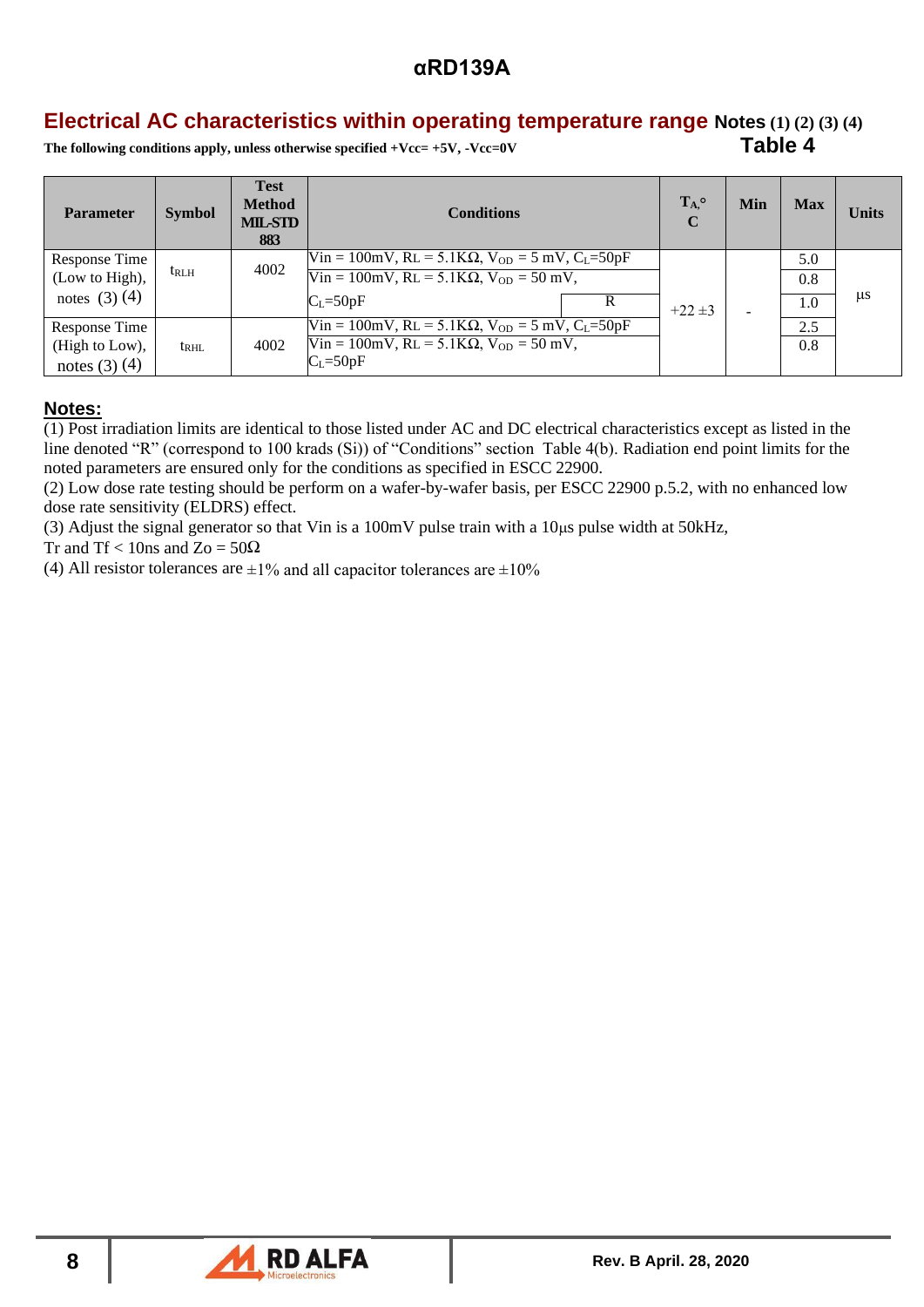## Electrical AC characteristics within operating temperature range Notes (1) (2) (3) (4)

**The following conditions apply, unless otherwise specified +Vcc= +5V, -Vcc=0V**

**Table 4**

| Parameter | Symbol | Test Method MIL-STD 883 | Conditions | | $T_A$,° C | Min | Max | Units |
|---|---|---|---|---|---|---|---|---|
| Response Time (Low to High), notes (3) (4) | $t_{RLH}$ | 4002 | Vin = 100mV, RL = 5.1KΩ, $V_{OD}$ = 5 mV, $C_L$=50pF | | +22 ±3 | - | 5.0 | µs |
| | | | Vin = 100mV, RL = 5.1KΩ, $V_{OD}$ = 50 mV, $C_L$=50pF | | | | 0.8 | |
| | | | | R | | | 1.0 | |
| Response Time (High to Low), notes (3) (4) | $t_{RHL}$ | 4002 | Vin = 100mV, RL = 5.1KΩ, $V_{OD}$ = 5 mV, $C_L$=50pF | | | | 2.5 | |
| | | | Vin = 100mV, RL = 5.1KΩ, $V_{OD}$ = 50 mV, $C_L$=50pF | | | | 0.8 | |

**Notes:**

(1) Post irradiation limits are identical to those listed under AC and DC electrical characteristics except as listed in the line denoted “R” (correspond to 100 krads (Si)) of “Conditions” section Table 4(b). Radiation end point limits for the noted parameters are ensured only for the conditions as specified in ESCC 22900.

(2) Low dose rate testing should be perform on a wafer-by-wafer basis, per ESCC 22900 p.5.2, with no enhanced low dose rate sensitivity (ELDRS) effect.

(3) Adjust the signal generator so that Vin is a 100mV pulse train with a 10µs pulse width at 50kHz, Tr and Tf < 10ns and Zo = 50Ω

(4) All resistor tolerances are ±1% and all capacitor tolerances are ±10%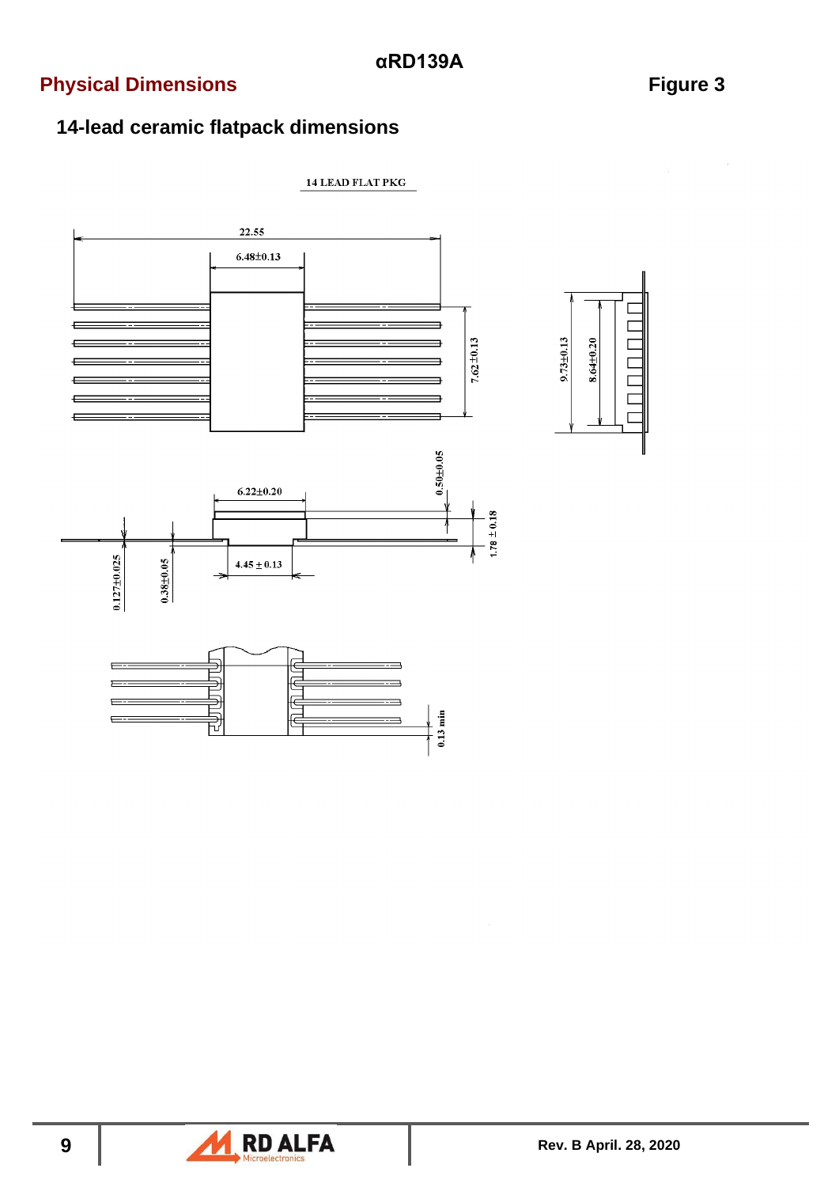## Physical Dimensions

**Figure 3**

### 14-lead ceramic flatpack dimensions

14 LEAD FLAT PKG

22.55

6.48±0.13

7.62±0.13

9.73±0.13

8.64±0.20

0.50±0.05

6.22±0.20

1.78 ± 0.18

0.127±0.025

0.38±0.05

4.45 ± 0.13

0.13 min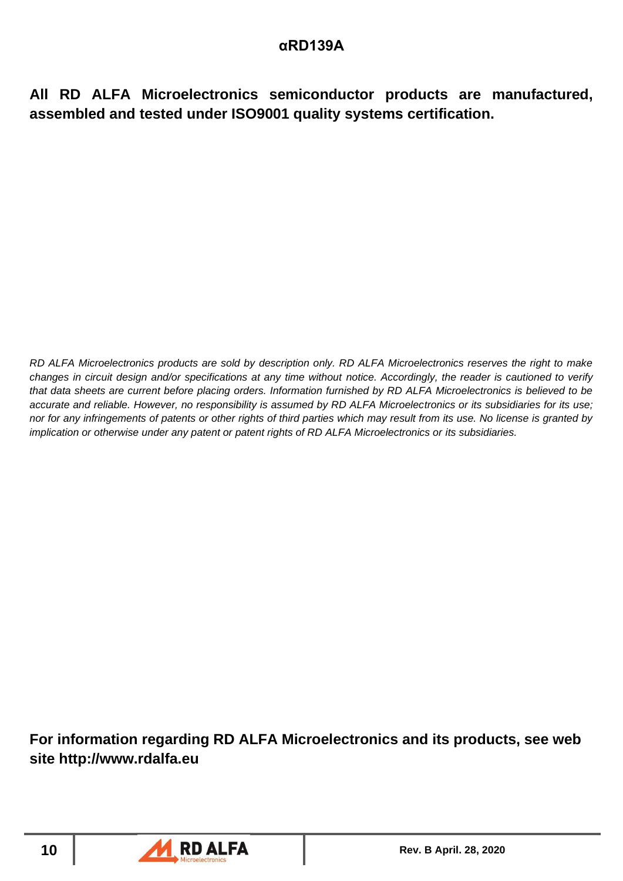**All RD ALFA Microelectronics semiconductor products are manufactured, assembled and tested under ISO9001 quality systems certification.**

*RD ALFA Microelectronics products are sold by description only. RD ALFA Microelectronics reserves the right to make changes in circuit design and/or specifications at any time without notice. Accordingly, the reader is cautioned to verify that data sheets are current before placing orders. Information furnished by RD ALFA Microelectronics is believed to be accurate and reliable. However, no responsibility is assumed by RD ALFA Microelectronics or its subsidiaries for its use; nor for any infringements of patents or other rights of third parties which may result from its use. No license is granted by implication or otherwise under any patent or patent rights of RD ALFA Microelectronics or its subsidiaries.*

**For information regarding RD ALFA Microelectronics and its products, see web site http://www.rdalfa.eu**